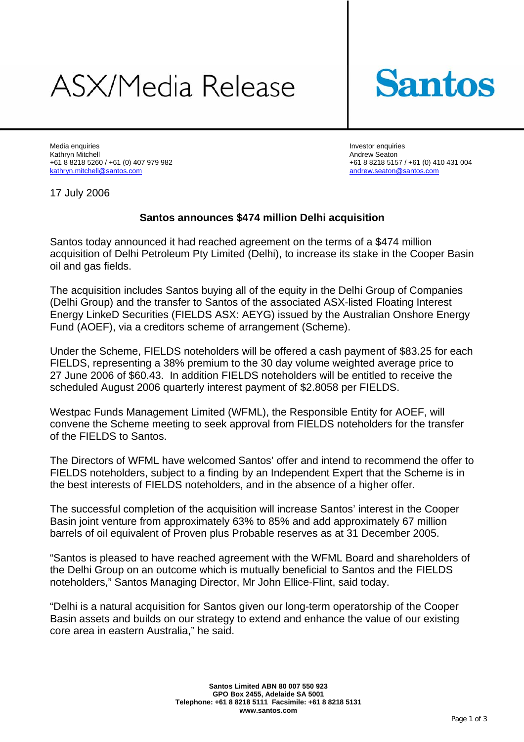# ASX/Media Release

**Santos**

Media enquiries
Kathryn Mitchell
+61 8 8218 5260 / +61 (0) 407 979 982
kathryn.mitchell@santos.com

Investor enquiries
Andrew Seaton
+61 8 8218 5157 / +61 (0) 410 431 004
andrew.seaton@santos.com

17 July 2006

## Santos announces $474 million Delhi acquisition

Santos today announced it had reached agreement on the terms of a $474 million acquisition of Delhi Petroleum Pty Limited (Delhi), to increase its stake in the Cooper Basin oil and gas fields.

The acquisition includes Santos buying all of the equity in the Delhi Group of Companies (Delhi Group) and the transfer to Santos of the associated ASX-listed Floating Interest Energy LinkeD Securities (FIELDS ASX: AEYG) issued by the Australian Onshore Energy Fund (AOEF), via a creditors scheme of arrangement (Scheme).

Under the Scheme, FIELDS noteholders will be offered a cash payment of $83.25 for each FIELDS, representing a 38% premium to the 30 day volume weighted average price to 27 June 2006 of $60.43. In addition FIELDS noteholders will be entitled to receive the scheduled August 2006 quarterly interest payment of $2.8058 per FIELDS.

Westpac Funds Management Limited (WFML), the Responsible Entity for AOEF, will convene the Scheme meeting to seek approval from FIELDS noteholders for the transfer of the FIELDS to Santos.

The Directors of WFML have welcomed Santos' offer and intend to recommend the offer to FIELDS noteholders, subject to a finding by an Independent Expert that the Scheme is in the best interests of FIELDS noteholders, and in the absence of a higher offer.

The successful completion of the acquisition will increase Santos' interest in the Cooper Basin joint venture from approximately 63% to 85% and add approximately 67 million barrels of oil equivalent of Proven plus Probable reserves as at 31 December 2005.

"Santos is pleased to have reached agreement with the WFML Board and shareholders of the Delhi Group on an outcome which is mutually beneficial to Santos and the FIELDS noteholders," Santos Managing Director, Mr John Ellice-Flint, said today.

"Delhi is a natural acquisition for Santos given our long-term operatorship of the Cooper Basin assets and builds on our strategy to extend and enhance the value of our existing core area in eastern Australia," he said.

**Santos Limited ABN 80 007 550 923**
**GPO Box 2455, Adelaide SA 5001**
**Telephone: +61 8 8218 5111 Facsimile: +61 8 8218 5131**
**www.santos.com**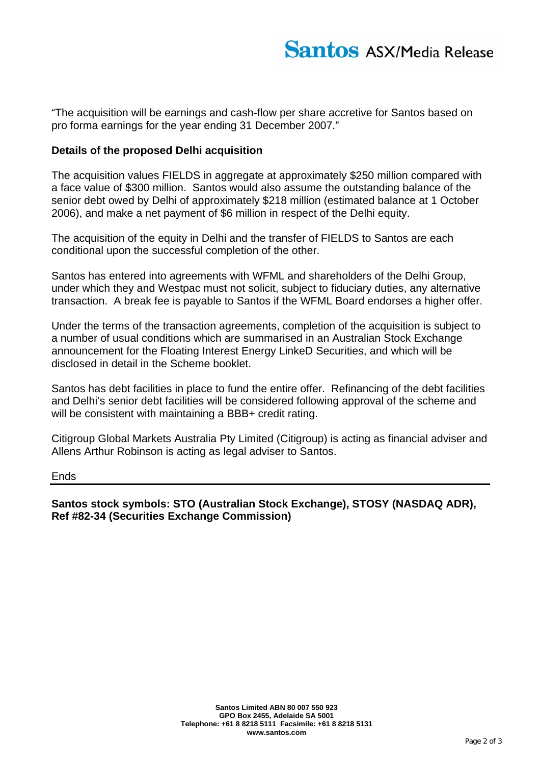"The acquisition will be earnings and cash-flow per share accretive for Santos based on pro forma earnings for the year ending 31 December 2007."

**Details of the proposed Delhi acquisition**

The acquisition values FIELDS in aggregate at approximately $250 million compared with a face value of $300 million. Santos would also assume the outstanding balance of the senior debt owed by Delhi of approximately $218 million (estimated balance at 1 October 2006), and make a net payment of $6 million in respect of the Delhi equity.

The acquisition of the equity in Delhi and the transfer of FIELDS to Santos are each conditional upon the successful completion of the other.

Santos has entered into agreements with WFML and shareholders of the Delhi Group, under which they and Westpac must not solicit, subject to fiduciary duties, any alternative transaction. A break fee is payable to Santos if the WFML Board endorses a higher offer.

Under the terms of the transaction agreements, completion of the acquisition is subject to a number of usual conditions which are summarised in an Australian Stock Exchange announcement for the Floating Interest Energy LinkeD Securities, and which will be disclosed in detail in the Scheme booklet.

Santos has debt facilities in place to fund the entire offer. Refinancing of the debt facilities and Delhi's senior debt facilities will be considered following approval of the scheme and will be consistent with maintaining a BBB+ credit rating.

Citigroup Global Markets Australia Pty Limited (Citigroup) is acting as financial adviser and Allens Arthur Robinson is acting as legal adviser to Santos.

Ends

---

**Santos stock symbols: STO (Australian Stock Exchange), STOSY (NASDAQ ADR), Ref #82-34 (Securities Exchange Commission)**

**Santos Limited ABN 80 007 550 923**
**GPO Box 2455, Adelaide SA 5001**
**Telephone: +61 8 8218 5111 Facsimile: +61 8 8218 5131**
**www.santos.com**